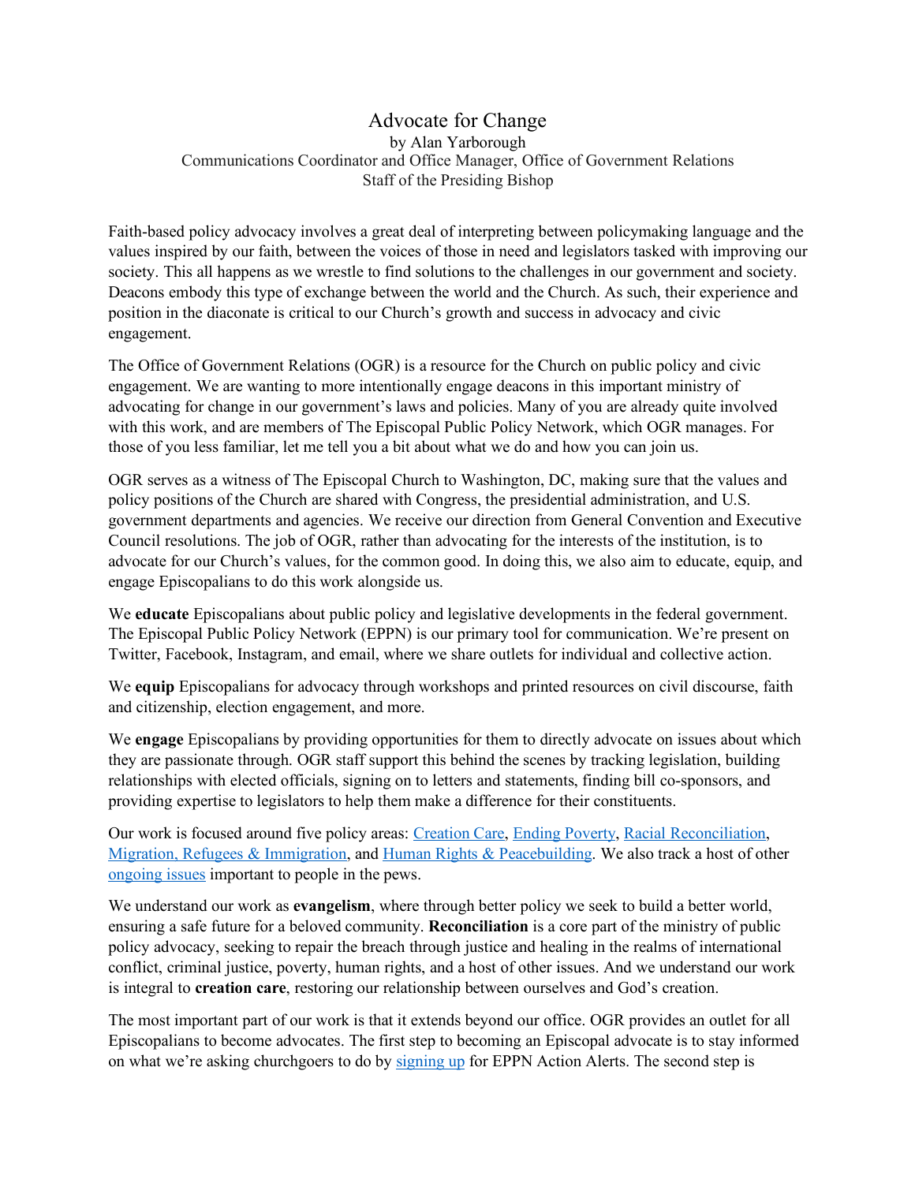# Advocate for Change

by Alan Yarborough
Communications Coordinator and Office Manager, Office of Government Relations
Staff of the Presiding Bishop

Faith-based policy advocacy involves a great deal of interpreting between policymaking language and the values inspired by our faith, between the voices of those in need and legislators tasked with improving our society. This all happens as we wrestle to find solutions to the challenges in our government and society. Deacons embody this type of exchange between the world and the Church. As such, their experience and position in the diaconate is critical to our Church's growth and success in advocacy and civic engagement.

The Office of Government Relations (OGR) is a resource for the Church on public policy and civic engagement. We are wanting to more intentionally engage deacons in this important ministry of advocating for change in our government's laws and policies. Many of you are already quite involved with this work, and are members of The Episcopal Public Policy Network, which OGR manages. For those of you less familiar, let me tell you a bit about what we do and how you can join us.

OGR serves as a witness of The Episcopal Church to Washington, DC, making sure that the values and policy positions of the Church are shared with Congress, the presidential administration, and U.S. government departments and agencies. We receive our direction from General Convention and Executive Council resolutions. The job of OGR, rather than advocating for the interests of the institution, is to advocate for our Church's values, for the common good. In doing this, we also aim to educate, equip, and engage Episcopalians to do this work alongside us.

We **educate** Episcopalians about public policy and legislative developments in the federal government. The Episcopal Public Policy Network (EPPN) is our primary tool for communication. We're present on Twitter, Facebook, Instagram, and email, where we share outlets for individual and collective action.

We **equip** Episcopalians for advocacy through workshops and printed resources on civil discourse, faith and citizenship, election engagement, and more.

We **engage** Episcopalians by providing opportunities for them to directly advocate on issues about which they are passionate through. OGR staff support this behind the scenes by tracking legislation, building relationships with elected officials, signing on to letters and statements, finding bill co-sponsors, and providing expertise to legislators to help them make a difference for their constituents.

Our work is focused around five policy areas: Creation Care, Ending Poverty, Racial Reconciliation, Migration, Refugees & Immigration, and Human Rights & Peacebuilding. We also track a host of other ongoing issues important to people in the pews.

We understand our work as **evangelism**, where through better policy we seek to build a better world, ensuring a safe future for a beloved community. **Reconciliation** is a core part of the ministry of public policy advocacy, seeking to repair the breach through justice and healing in the realms of international conflict, criminal justice, poverty, human rights, and a host of other issues. And we understand our work is integral to **creation care**, restoring our relationship between ourselves and God's creation.

The most important part of our work is that it extends beyond our office. OGR provides an outlet for all Episcopalians to become advocates. The first step to becoming an Episcopal advocate is to stay informed on what we're asking churchgoers to do by signing up for EPPN Action Alerts. The second step is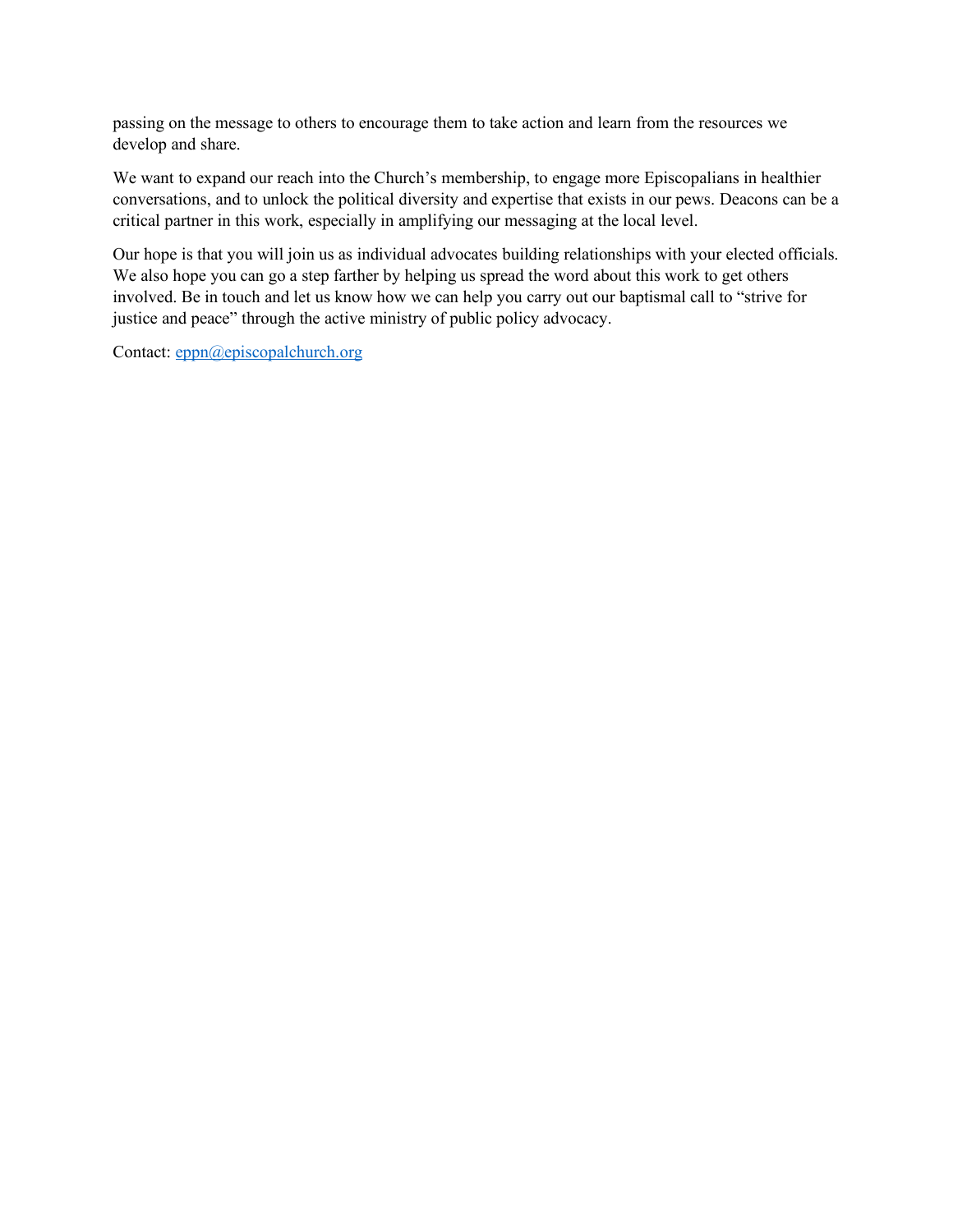passing on the message to others to encourage them to take action and learn from the resources we develop and share.

We want to expand our reach into the Church's membership, to engage more Episcopalians in healthier conversations, and to unlock the political diversity and expertise that exists in our pews. Deacons can be a critical partner in this work, especially in amplifying our messaging at the local level.

Our hope is that you will join us as individual advocates building relationships with your elected officials. We also hope you can go a step farther by helping us spread the word about this work to get others involved. Be in touch and let us know how we can help you carry out our baptismal call to "strive for justice and peace" through the active ministry of public policy advocacy.

Contact: [eppn@episcopalchurch.org](mailto:eppn@episcopalchurch.org)